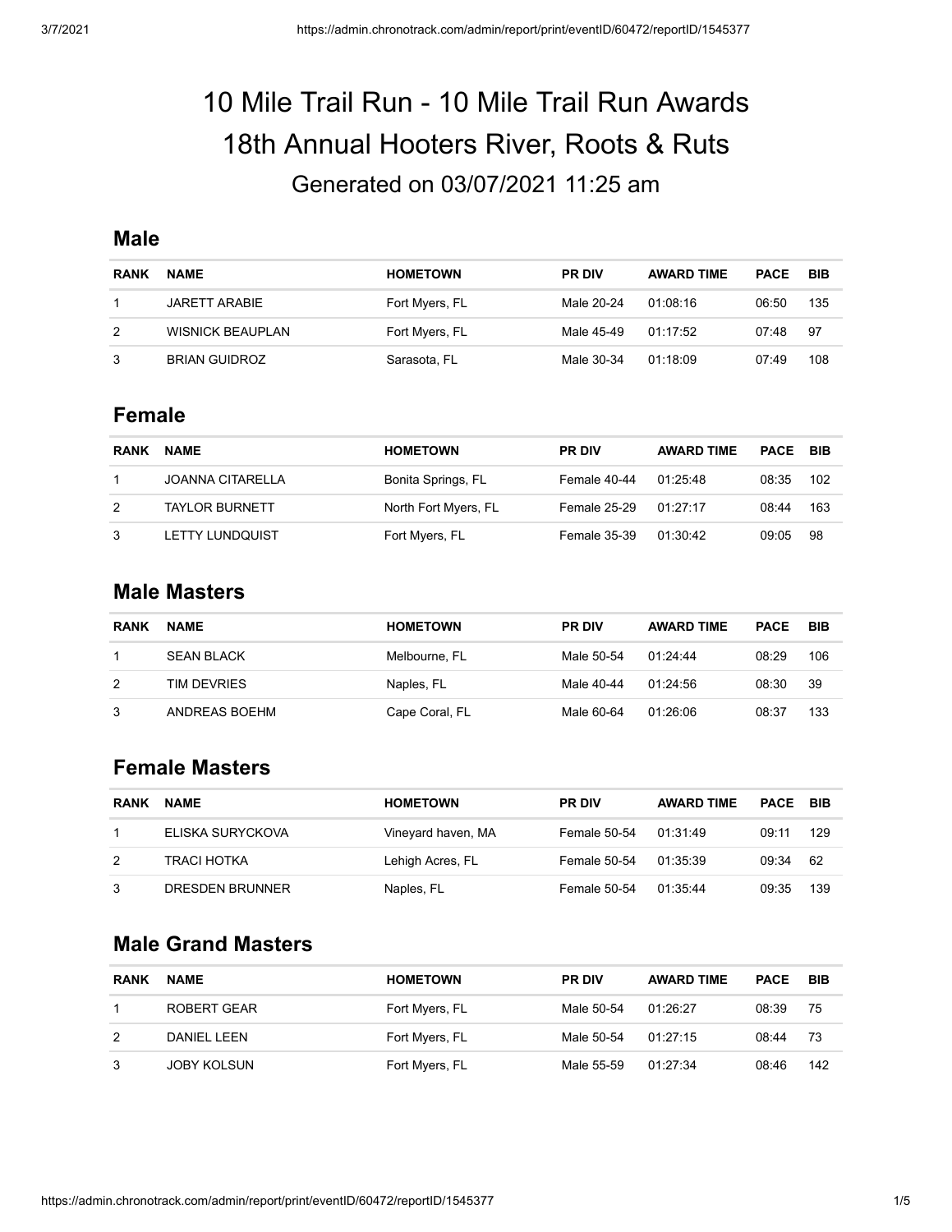# 10 Mile Trail Run - 10 Mile Trail Run Awards
# 18th Annual Hooters River, Roots & Ruts
## Generated on 03/07/2021 11:25 am

## Male

| RANK | NAME | HOMETOWN | PR DIV | AWARD TIME | PACE | BIB |
|---|---|---|---|---|---|---|
| 1 | JARETT ARABIE | Fort Myers, FL | Male 20-24 | 01:08:16 | 06:50 | 135 |
| 2 | WISNICK BEAUPLAN | Fort Myers, FL | Male 45-49 | 01:17:52 | 07:48 | 97 |
| 3 | BRIAN GUIDROZ | Sarasota, FL | Male 30-34 | 01:18:09 | 07:49 | 108 |

## Female

| RANK | NAME | HOMETOWN | PR DIV | AWARD TIME | PACE | BIB |
|---|---|---|---|---|---|---|
| 1 | JOANNA CITARELLA | Bonita Springs, FL | Female 40-44 | 01:25:48 | 08:35 | 102 |
| 2 | TAYLOR BURNETT | North Fort Myers, FL | Female 25-29 | 01:27:17 | 08:44 | 163 |
| 3 | LETTY LUNDQUIST | Fort Myers, FL | Female 35-39 | 01:30:42 | 09:05 | 98 |

## Male Masters

| RANK | NAME | HOMETOWN | PR DIV | AWARD TIME | PACE | BIB |
|---|---|---|---|---|---|---|
| 1 | SEAN BLACK | Melbourne, FL | Male 50-54 | 01:24:44 | 08:29 | 106 |
| 2 | TIM DEVRIES | Naples, FL | Male 40-44 | 01:24:56 | 08:30 | 39 |
| 3 | ANDREAS BOEHM | Cape Coral, FL | Male 60-64 | 01:26:06 | 08:37 | 133 |

## Female Masters

| RANK | NAME | HOMETOWN | PR DIV | AWARD TIME | PACE | BIB |
|---|---|---|---|---|---|---|
| 1 | ELISKA SURYCKOVA | Vineyard haven, MA | Female 50-54 | 01:31:49 | 09:11 | 129 |
| 2 | TRACI HOTKA | Lehigh Acres, FL | Female 50-54 | 01:35:39 | 09:34 | 62 |
| 3 | DRESDEN BRUNNER | Naples, FL | Female 50-54 | 01:35:44 | 09:35 | 139 |

## Male Grand Masters

| RANK | NAME | HOMETOWN | PR DIV | AWARD TIME | PACE | BIB |
|---|---|---|---|---|---|---|
| 1 | ROBERT GEAR | Fort Myers, FL | Male 50-54 | 01:26:27 | 08:39 | 75 |
| 2 | DANIEL LEEN | Fort Myers, FL | Male 50-54 | 01:27:15 | 08:44 | 73 |
| 3 | JOBY KOLSUN | Fort Myers, FL | Male 55-59 | 01:27:34 | 08:46 | 142 |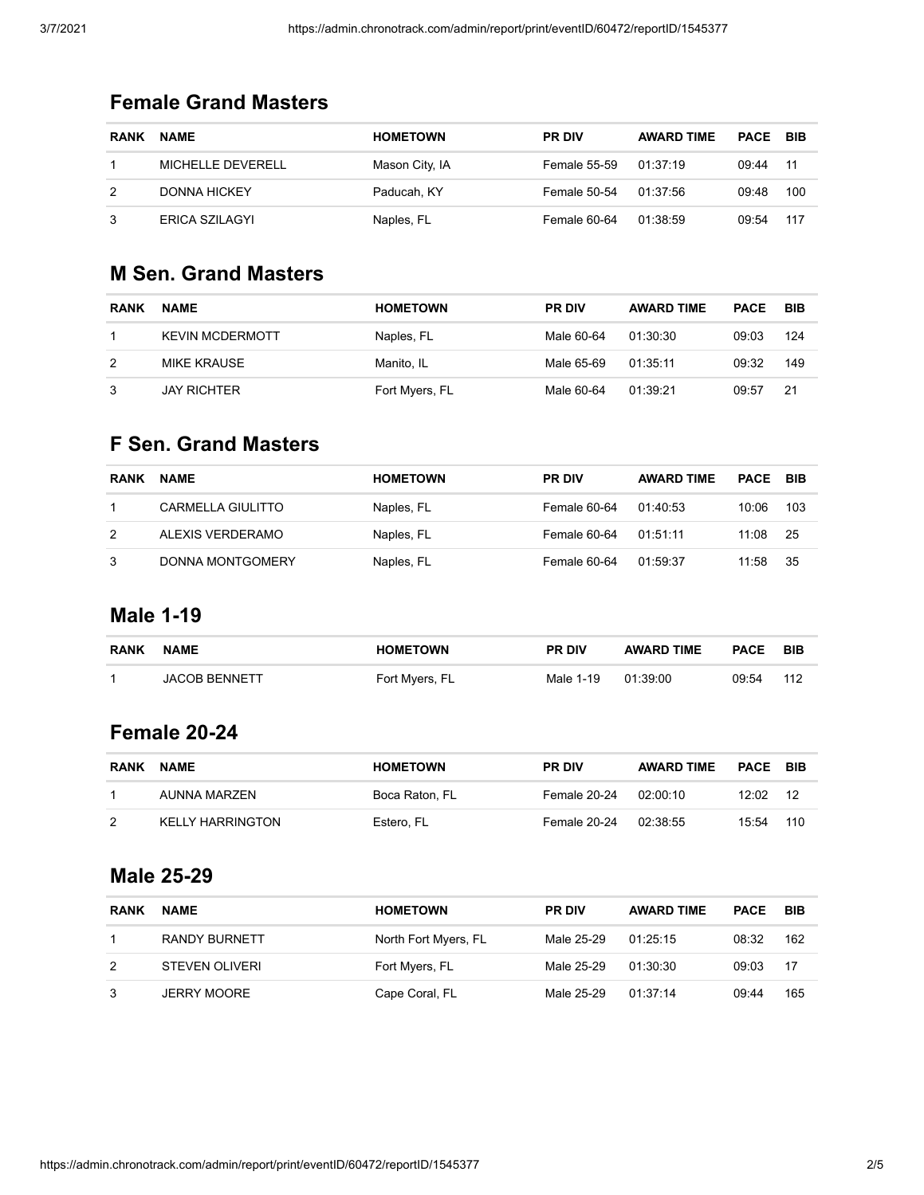## Female Grand Masters

| RANK | NAME | HOMETOWN | PR DIV | AWARD TIME | PACE | BIB |
|---|---|---|---|---|---|---|
| 1 | MICHELLE DEVERELL | Mason City, IA | Female 55-59 | 01:37:19 | 09:44 | 11 |
| 2 | DONNA HICKEY | Paducah, KY | Female 50-54 | 01:37:56 | 09:48 | 100 |
| 3 | ERICA SZILAGYI | Naples, FL | Female 60-64 | 01:38:59 | 09:54 | 117 |

## M Sen. Grand Masters

| RANK | NAME | HOMETOWN | PR DIV | AWARD TIME | PACE | BIB |
|---|---|---|---|---|---|---|
| 1 | KEVIN MCDERMOTT | Naples, FL | Male 60-64 | 01:30:30 | 09:03 | 124 |
| 2 | MIKE KRAUSE | Manito, IL | Male 65-69 | 01:35:11 | 09:32 | 149 |
| 3 | JAY RICHTER | Fort Myers, FL | Male 60-64 | 01:39:21 | 09:57 | 21 |

## F Sen. Grand Masters

| RANK | NAME | HOMETOWN | PR DIV | AWARD TIME | PACE | BIB |
|---|---|---|---|---|---|---|
| 1 | CARMELLA GIULITTO | Naples, FL | Female 60-64 | 01:40:53 | 10:06 | 103 |
| 2 | ALEXIS VERDERAMO | Naples, FL | Female 60-64 | 01:51:11 | 11:08 | 25 |
| 3 | DONNA MONTGOMERY | Naples, FL | Female 60-64 | 01:59:37 | 11:58 | 35 |

## Male 1-19

| RANK | NAME | HOMETOWN | PR DIV | AWARD TIME | PACE | BIB |
|---|---|---|---|---|---|---|
| 1 | JACOB BENNETT | Fort Myers, FL | Male 1-19 | 01:39:00 | 09:54 | 112 |

## Female 20-24

| RANK | NAME | HOMETOWN | PR DIV | AWARD TIME | PACE | BIB |
|---|---|---|---|---|---|---|
| 1 | AUNNA MARZEN | Boca Raton, FL | Female 20-24 | 02:00:10 | 12:02 | 12 |
| 2 | KELLY HARRINGTON | Estero, FL | Female 20-24 | 02:38:55 | 15:54 | 110 |

## Male 25-29

| RANK | NAME | HOMETOWN | PR DIV | AWARD TIME | PACE | BIB |
|---|---|---|---|---|---|---|
| 1 | RANDY BURNETT | North Fort Myers, FL | Male 25-29 | 01:25:15 | 08:32 | 162 |
| 2 | STEVEN OLIVERI | Fort Myers, FL | Male 25-29 | 01:30:30 | 09:03 | 17 |
| 3 | JERRY MOORE | Cape Coral, FL | Male 25-29 | 01:37:14 | 09:44 | 165 |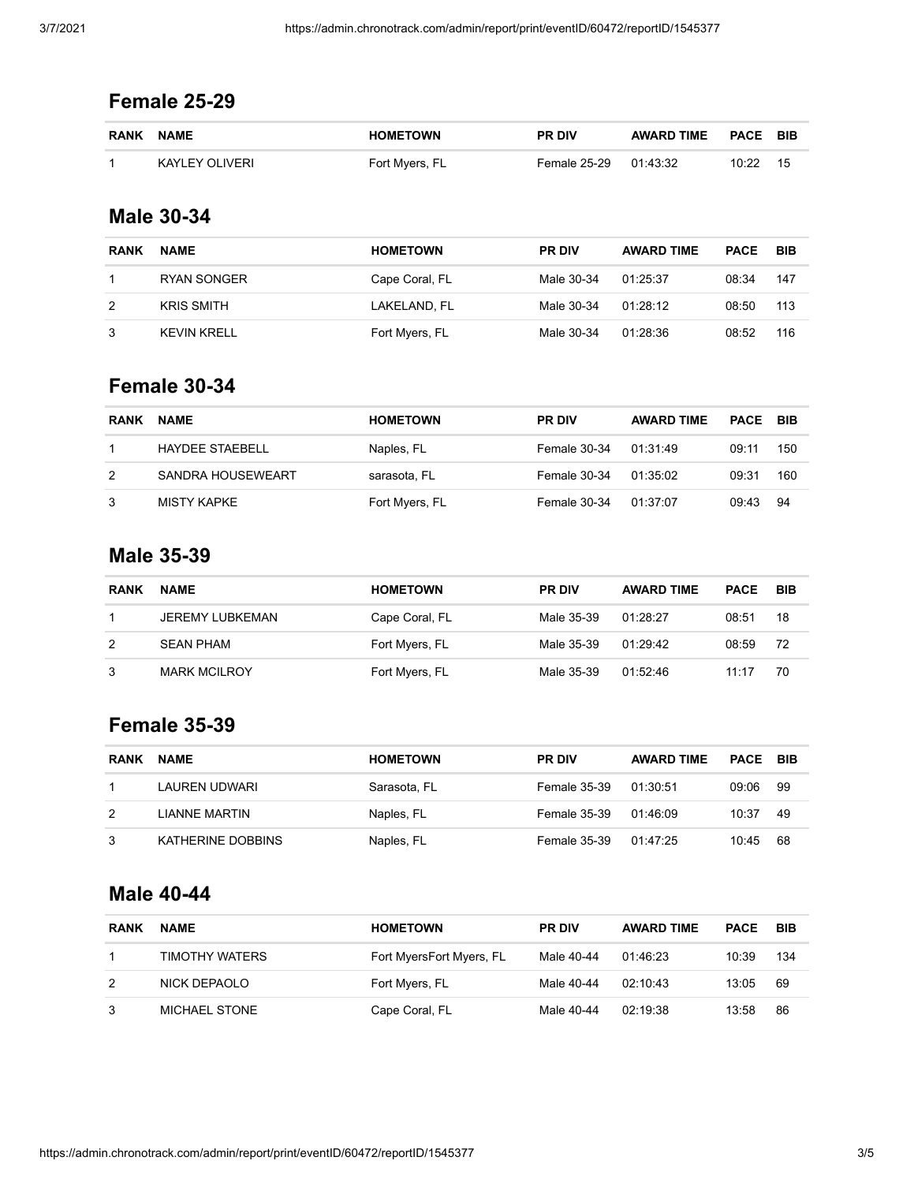## Female 25-29

| RANK | NAME | HOMETOWN | PR DIV | AWARD TIME | PACE | BIB |
|---|---|---|---|---|---|---|
| 1 | KAYLEY OLIVERI | Fort Myers, FL | Female 25-29 | 01:43:32 | 10:22 | 15 |

## Male 30-34

| RANK | NAME | HOMETOWN | PR DIV | AWARD TIME | PACE | BIB |
|---|---|---|---|---|---|---|
| 1 | RYAN SONGER | Cape Coral, FL | Male 30-34 | 01:25:37 | 08:34 | 147 |
| 2 | KRIS SMITH | LAKELAND, FL | Male 30-34 | 01:28:12 | 08:50 | 113 |
| 3 | KEVIN KRELL | Fort Myers, FL | Male 30-34 | 01:28:36 | 08:52 | 116 |

## Female 30-34

| RANK | NAME | HOMETOWN | PR DIV | AWARD TIME | PACE | BIB |
|---|---|---|---|---|---|---|
| 1 | HAYDEE STAEBELL | Naples, FL | Female 30-34 | 01:31:49 | 09:11 | 150 |
| 2 | SANDRA HOUSEWEART | sarasota, FL | Female 30-34 | 01:35:02 | 09:31 | 160 |
| 3 | MISTY KAPKE | Fort Myers, FL | Female 30-34 | 01:37:07 | 09:43 | 94 |

## Male 35-39

| RANK | NAME | HOMETOWN | PR DIV | AWARD TIME | PACE | BIB |
|---|---|---|---|---|---|---|
| 1 | JEREMY LUBKEMAN | Cape Coral, FL | Male 35-39 | 01:28:27 | 08:51 | 18 |
| 2 | SEAN PHAM | Fort Myers, FL | Male 35-39 | 01:29:42 | 08:59 | 72 |
| 3 | MARK MCILROY | Fort Myers, FL | Male 35-39 | 01:52:46 | 11:17 | 70 |

## Female 35-39

| RANK | NAME | HOMETOWN | PR DIV | AWARD TIME | PACE | BIB |
|---|---|---|---|---|---|---|
| 1 | LAUREN UDWARI | Sarasota, FL | Female 35-39 | 01:30:51 | 09:06 | 99 |
| 2 | LIANNE MARTIN | Naples, FL | Female 35-39 | 01:46:09 | 10:37 | 49 |
| 3 | KATHERINE DOBBINS | Naples, FL | Female 35-39 | 01:47:25 | 10:45 | 68 |

## Male 40-44

| RANK | NAME | HOMETOWN | PR DIV | AWARD TIME | PACE | BIB |
|---|---|---|---|---|---|---|
| 1 | TIMOTHY WATERS | Fort MyersFort Myers, FL | Male 40-44 | 01:46:23 | 10:39 | 134 |
| 2 | NICK DEPAOLO | Fort Myers, FL | Male 40-44 | 02:10:43 | 13:05 | 69 |
| 3 | MICHAEL STONE | Cape Coral, FL | Male 40-44 | 02:19:38 | 13:58 | 86 |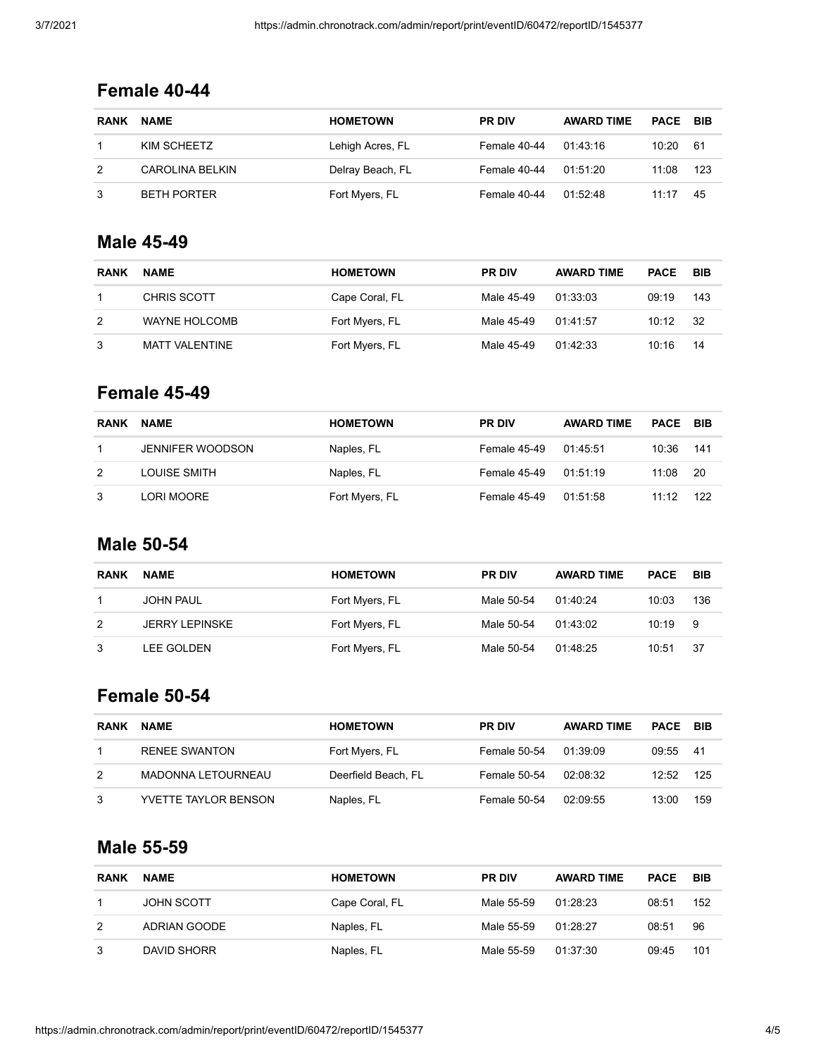## Female 40-44

| RANK | NAME | HOMETOWN | PR DIV | AWARD TIME | PACE | BIB |
|---|---|---|---|---|---|---|
| 1 | KIM SCHEETZ | Lehigh Acres, FL | Female 40-44 | 01:43:16 | 10:20 | 61 |
| 2 | CAROLINA BELKIN | Delray Beach, FL | Female 40-44 | 01:51:20 | 11:08 | 123 |
| 3 | BETH PORTER | Fort Myers, FL | Female 40-44 | 01:52:48 | 11:17 | 45 |

## Male 45-49

| RANK | NAME | HOMETOWN | PR DIV | AWARD TIME | PACE | BIB |
|---|---|---|---|---|---|---|
| 1 | CHRIS SCOTT | Cape Coral, FL | Male 45-49 | 01:33:03 | 09:19 | 143 |
| 2 | WAYNE HOLCOMB | Fort Myers, FL | Male 45-49 | 01:41:57 | 10:12 | 32 |
| 3 | MATT VALENTINE | Fort Myers, FL | Male 45-49 | 01:42:33 | 10:16 | 14 |

## Female 45-49

| RANK | NAME | HOMETOWN | PR DIV | AWARD TIME | PACE | BIB |
|---|---|---|---|---|---|---|
| 1 | JENNIFER WOODSON | Naples, FL | Female 45-49 | 01:45:51 | 10:36 | 141 |
| 2 | LOUISE SMITH | Naples, FL | Female 45-49 | 01:51:19 | 11:08 | 20 |
| 3 | LORI MOORE | Fort Myers, FL | Female 45-49 | 01:51:58 | 11:12 | 122 |

## Male 50-54

| RANK | NAME | HOMETOWN | PR DIV | AWARD TIME | PACE | BIB |
|---|---|---|---|---|---|---|
| 1 | JOHN PAUL | Fort Myers, FL | Male 50-54 | 01:40:24 | 10:03 | 136 |
| 2 | JERRY LEPINSKE | Fort Myers, FL | Male 50-54 | 01:43:02 | 10:19 | 9 |
| 3 | LEE GOLDEN | Fort Myers, FL | Male 50-54 | 01:48:25 | 10:51 | 37 |

## Female 50-54

| RANK | NAME | HOMETOWN | PR DIV | AWARD TIME | PACE | BIB |
|---|---|---|---|---|---|---|
| 1 | RENEE SWANTON | Fort Myers, FL | Female 50-54 | 01:39:09 | 09:55 | 41 |
| 2 | MADONNA LETOURNEAU | Deerfield Beach, FL | Female 50-54 | 02:08:32 | 12:52 | 125 |
| 3 | YVETTE TAYLOR BENSON | Naples, FL | Female 50-54 | 02:09:55 | 13:00 | 159 |

## Male 55-59

| RANK | NAME | HOMETOWN | PR DIV | AWARD TIME | PACE | BIB |
|---|---|---|---|---|---|---|
| 1 | JOHN SCOTT | Cape Coral, FL | Male 55-59 | 01:28:23 | 08:51 | 152 |
| 2 | ADRIAN GOODE | Naples, FL | Male 55-59 | 01:28:27 | 08:51 | 96 |
| 3 | DAVID SHORR | Naples, FL | Male 55-59 | 01:37:30 | 09:45 | 101 |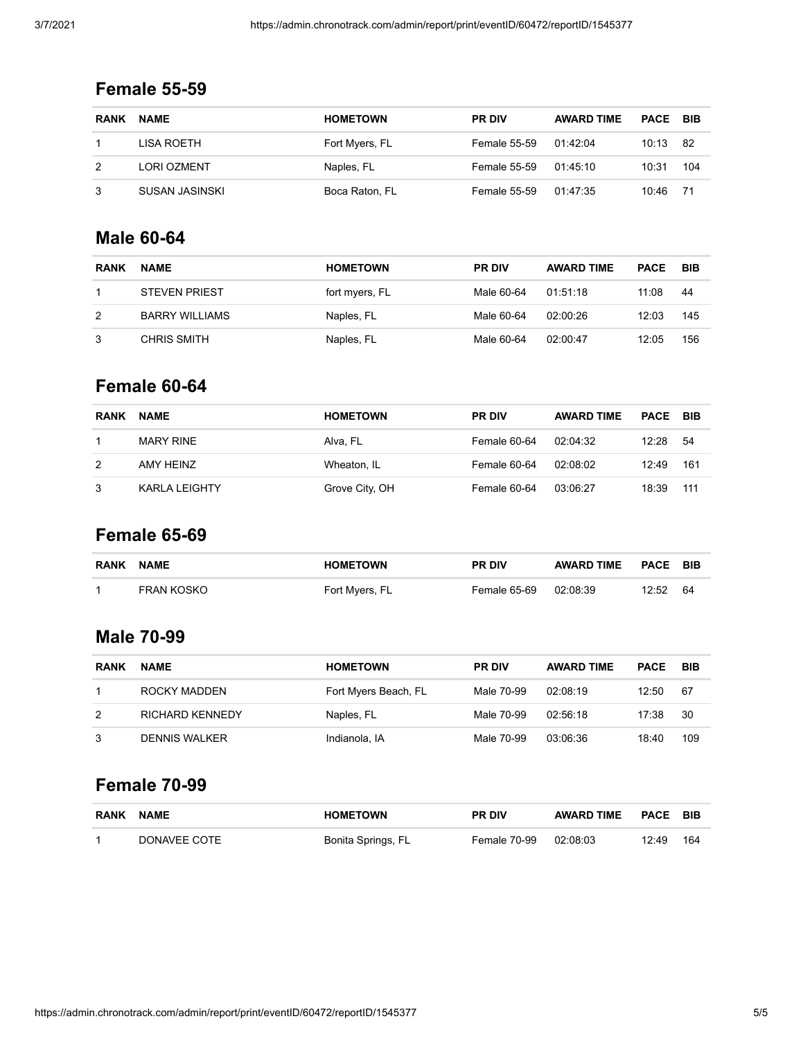## Female 55-59

| RANK | NAME | HOMETOWN | PR DIV | AWARD TIME | PACE | BIB |
|---|---|---|---|---|---|---|
| 1 | LISA ROETH | Fort Myers, FL | Female 55-59 | 01:42:04 | 10:13 | 82 |
| 2 | LORI OZMENT | Naples, FL | Female 55-59 | 01:45:10 | 10:31 | 104 |
| 3 | SUSAN JASINSKI | Boca Raton, FL | Female 55-59 | 01:47:35 | 10:46 | 71 |

## Male 60-64

| RANK | NAME | HOMETOWN | PR DIV | AWARD TIME | PACE | BIB |
|---|---|---|---|---|---|---|
| 1 | STEVEN PRIEST | fort myers, FL | Male 60-64 | 01:51:18 | 11:08 | 44 |
| 2 | BARRY WILLIAMS | Naples, FL | Male 60-64 | 02:00:26 | 12:03 | 145 |
| 3 | CHRIS SMITH | Naples, FL | Male 60-64 | 02:00:47 | 12:05 | 156 |

## Female 60-64

| RANK | NAME | HOMETOWN | PR DIV | AWARD TIME | PACE | BIB |
|---|---|---|---|---|---|---|
| 1 | MARY RINE | Alva, FL | Female 60-64 | 02:04:32 | 12:28 | 54 |
| 2 | AMY HEINZ | Wheaton, IL | Female 60-64 | 02:08:02 | 12:49 | 161 |
| 3 | KARLA LEIGHTY | Grove City, OH | Female 60-64 | 03:06:27 | 18:39 | 111 |

## Female 65-69

| RANK | NAME | HOMETOWN | PR DIV | AWARD TIME | PACE | BIB |
|---|---|---|---|---|---|---|
| 1 | FRAN KOSKO | Fort Myers, FL | Female 65-69 | 02:08:39 | 12:52 | 64 |

## Male 70-99

| RANK | NAME | HOMETOWN | PR DIV | AWARD TIME | PACE | BIB |
|---|---|---|---|---|---|---|
| 1 | ROCKY MADDEN | Fort Myers Beach, FL | Male 70-99 | 02:08:19 | 12:50 | 67 |
| 2 | RICHARD KENNEDY | Naples, FL | Male 70-99 | 02:56:18 | 17:38 | 30 |
| 3 | DENNIS WALKER | Indianola, IA | Male 70-99 | 03:06:36 | 18:40 | 109 |

## Female 70-99

| RANK | NAME | HOMETOWN | PR DIV | AWARD TIME | PACE | BIB |
|---|---|---|---|---|---|---|
| 1 | DONAVEE COTE | Bonita Springs, FL | Female 70-99 | 02:08:03 | 12:49 | 164 |